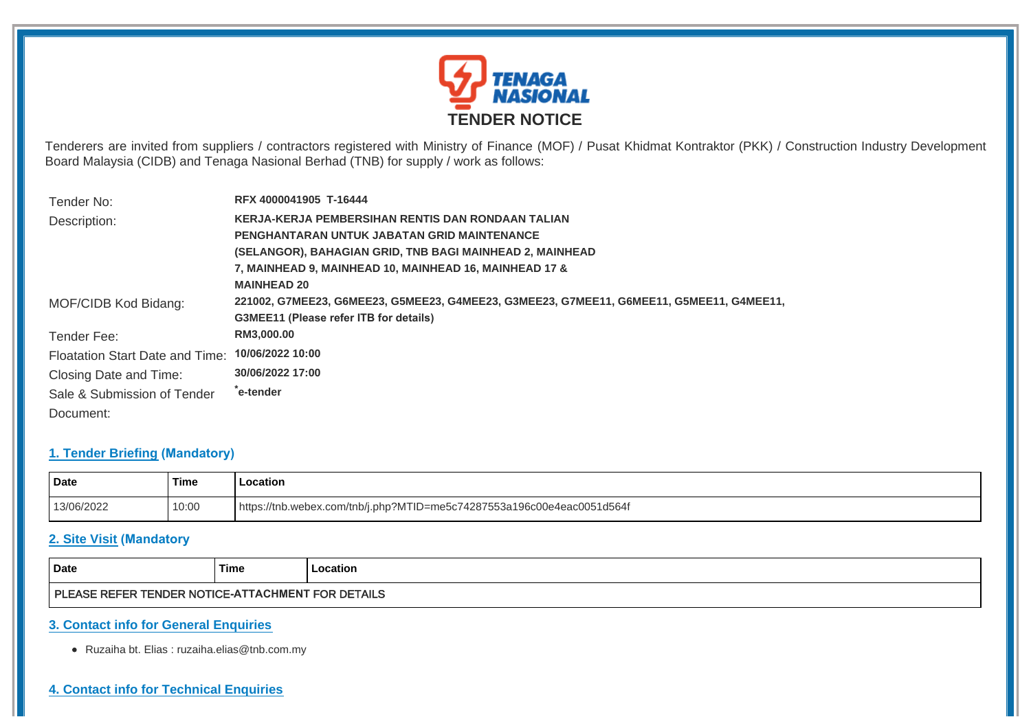# TENDER NOTICE

Tenderers are invited from suppliers / contractors registered with Ministry of Finance (MOF) / Pusat Khidmat Kontraktor (PKK) / Construction Industry Development Board Malaysia (CIDB) and Tenaga Nasional Berhad (TNB) for supply / work as follows:

| | |
|---|---|
| Tender No: | **RFX 4000041905 T-16444** |
| Description: | **KERJA-KERJA PEMBERSIHAN RENTIS DAN RONDAAN TALIAN PENGHANTARAN UNTUK JABATAN GRID MAINTENANCE (SELANGOR), BAHAGIAN GRID, TNB BAGI MAINHEAD 2, MAINHEAD 7, MAINHEAD 9, MAINHEAD 10, MAINHEAD 16, MAINHEAD 17 & MAINHEAD 20** |
| MOF/CIDB Kod Bidang: | **221002, G7MEE23, G6MEE23, G5MEE23, G4MEE23, G3MEE23, G7MEE11, G6MEE11, G5MEE11, G4MEE11, G3MEE11 (Please refer ITB for details)** |
| Tender Fee: | **RM3,000.00** |
| Floatation Start Date and Time: | **10/06/2022 10:00** |
| Closing Date and Time: | **30/06/2022 17:00** |
| Sale & Submission of Tender Document: | ***e-tender** |

## 1. Tender Briefing (Mandatory)

| Date | Time | Location |
|---|---|---|
| 13/06/2022 | 10:00 | https://tnb.webex.com/tnb/j.php?MTID=me5c74287553a196c00e4eac0051d564f |

## 2. Site Visit (Mandatory

| Date | Time | Location |
|---|---|---|
| PLEASE REFER TENDER NOTICE-ATTACHMENT FOR DETAILS | | |

## 3. Contact info for General Enquiries

- Ruzaiha bt. Elias : ruzaiha.elias@tnb.com.my

## 4. Contact info for Technical Enquiries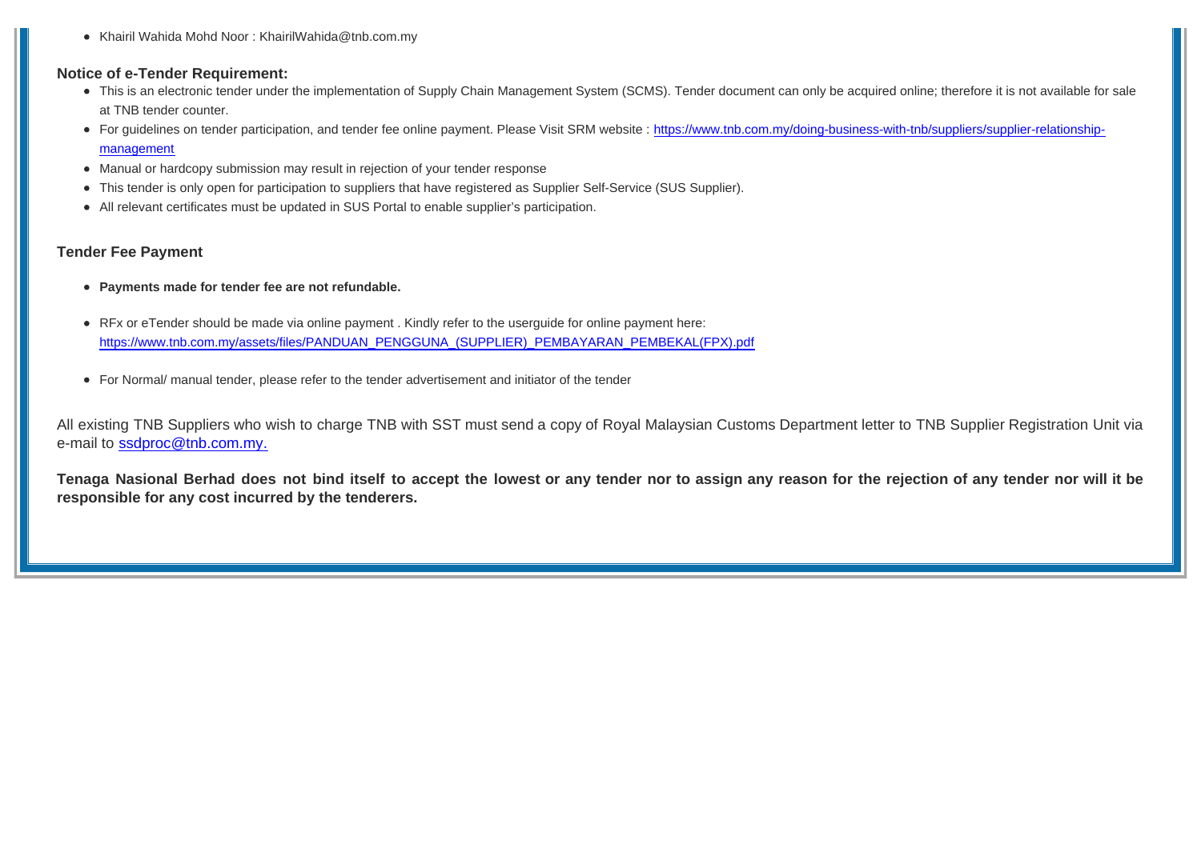- Khairil Wahida Mohd Noor : KhairilWahida@tnb.com.my

**Notice of e-Tender Requirement:**

- This is an electronic tender under the implementation of Supply Chain Management System (SCMS). Tender document can only be acquired online; therefore it is not available for sale at TNB tender counter.
- For guidelines on tender participation, and tender fee online payment. Please Visit SRM website : [https://www.tnb.com.my/doing-business-with-tnb/suppliers/supplier-relationship-management](https://www.tnb.com.my/doing-business-with-tnb/suppliers/supplier-relationship-management)
- Manual or hardcopy submission may result in rejection of your tender response
- This tender is only open for participation to suppliers that have registered as Supplier Self-Service (SUS Supplier).
- All relevant certificates must be updated in SUS Portal to enable supplier's participation.

**Tender Fee Payment**

- **Payments made for tender fee are not refundable.**
- RFx or eTender should be made via online payment . Kindly refer to the userguide for online payment here: [https://www.tnb.com.my/assets/files/PANDUAN_PENGGUNA_(SUPPLIER)_PEMBAYARAN_PEMBEKAL(FPX).pdf](https://www.tnb.com.my/assets/files/PANDUAN_PENGGUNA_(SUPPLIER)_PEMBAYARAN_PEMBEKAL(FPX).pdf)
- For Normal/ manual tender, please refer to the tender advertisement and initiator of the tender

All existing TNB Suppliers who wish to charge TNB with SST must send a copy of Royal Malaysian Customs Department letter to TNB Supplier Registration Unit via e-mail to ssdproc@tnb.com.my.

**Tenaga Nasional Berhad does not bind itself to accept the lowest or any tender nor to assign any reason for the rejection of any tender nor will it be responsible for any cost incurred by the tenderers.**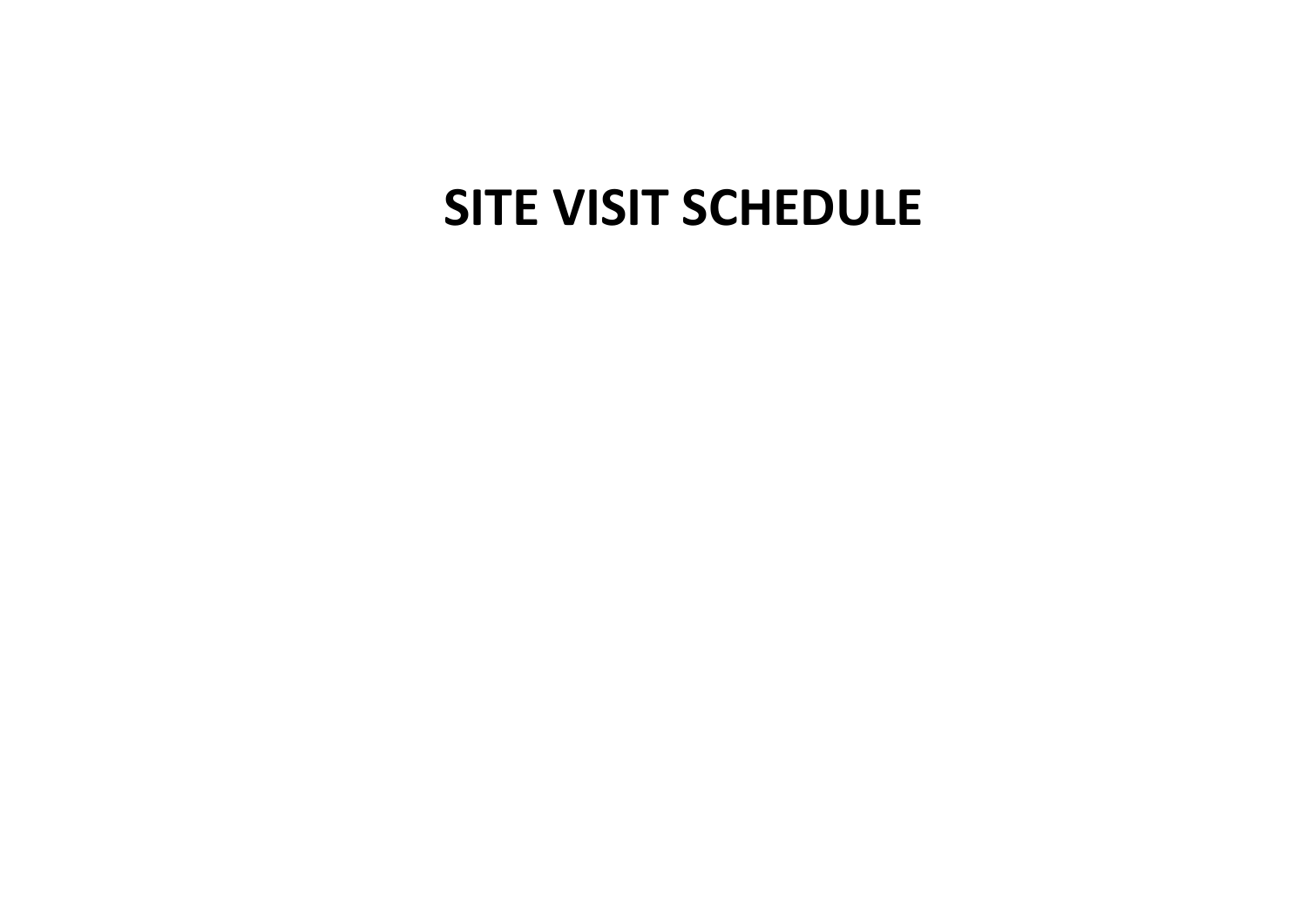# SITE VISIT SCHEDULE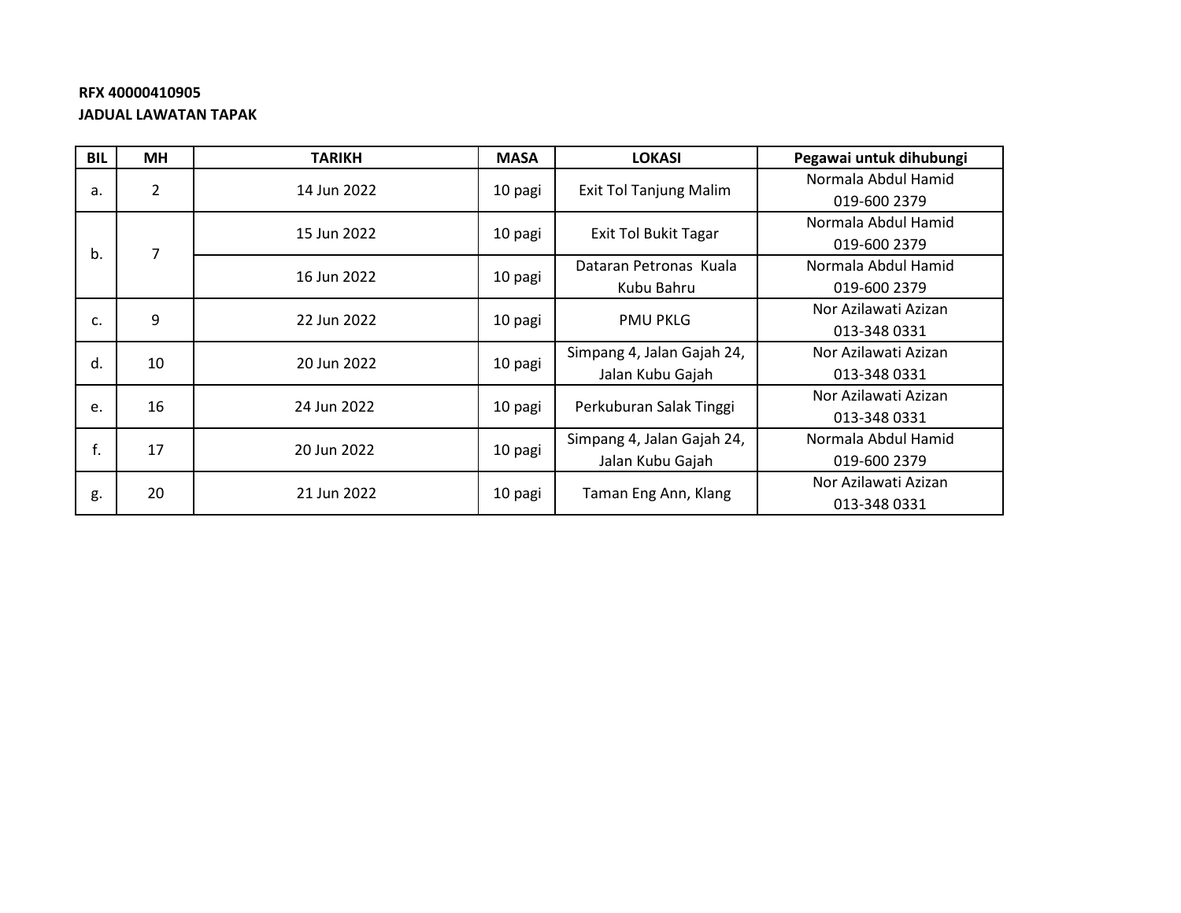**RFX 40000410905**
**JADUAL LAWATAN TAPAK**

| BIL | MH | TARIKH | MASA | LOKASI | Pegawai untuk dihubungi |
|---|---|---|---|---|---|
| a. | 2 | 14 Jun 2022 | 10 pagi | Exit Tol Tanjung Malim | Normala Abdul Hamid 019-600 2379 |
| b. | 7 | 15 Jun 2022 | 10 pagi | Exit Tol Bukit Tagar | Normala Abdul Hamid 019-600 2379 |
| | | 16 Jun 2022 | 10 pagi | Dataran Petronas Kuala Kubu Bahru | Normala Abdul Hamid 019-600 2379 |
| c. | 9 | 22 Jun 2022 | 10 pagi | PMU PKLG | Nor Azilawati Azizan 013-348 0331 |
| d. | 10 | 20 Jun 2022 | 10 pagi | Simpang 4, Jalan Gajah 24, Jalan Kubu Gajah | Nor Azilawati Azizan 013-348 0331 |
| e. | 16 | 24 Jun 2022 | 10 pagi | Perkuburan Salak Tinggi | Nor Azilawati Azizan 013-348 0331 |
| f. | 17 | 20 Jun 2022 | 10 pagi | Simpang 4, Jalan Gajah 24, Jalan Kubu Gajah | Normala Abdul Hamid 019-600 2379 |
| g. | 20 | 21 Jun 2022 | 10 pagi | Taman Eng Ann, Klang | Nor Azilawati Azizan 013-348 0331 |